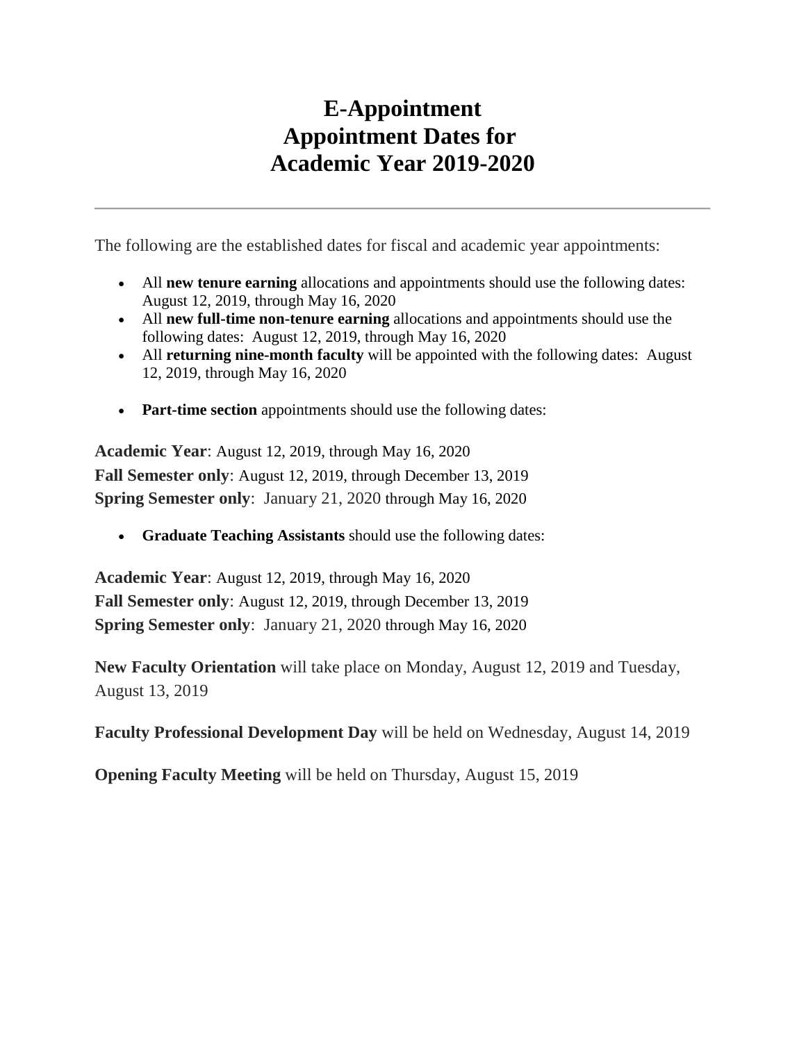# E-Appointment
# Appointment Dates for
# Academic Year 2019-2020

---

The following are the established dates for fiscal and academic year appointments:

- All **new tenure earning** allocations and appointments should use the following dates: August 12, 2019, through May 16, 2020
- All **new full-time non-tenure earning** allocations and appointments should use the following dates: August 12, 2019, through May 16, 2020
- All **returning nine-month faculty** will be appointed with the following dates: August 12, 2019, through May 16, 2020

- **Part-time section** appointments should use the following dates:

**Academic Year**: August 12, 2019, through May 16, 2020
**Fall Semester only**: August 12, 2019, through December 13, 2019
**Spring Semester only**: January 21, 2020 through May 16, 2020

- **Graduate Teaching Assistants** should use the following dates:

**Academic Year**: August 12, 2019, through May 16, 2020
**Fall Semester only**: August 12, 2019, through December 13, 2019
**Spring Semester only**: January 21, 2020 through May 16, 2020

**New Faculty Orientation** will take place on Monday, August 12, 2019 and Tuesday, August 13, 2019

**Faculty Professional Development Day** will be held on Wednesday, August 14, 2019

**Opening Faculty Meeting** will be held on Thursday, August 15, 2019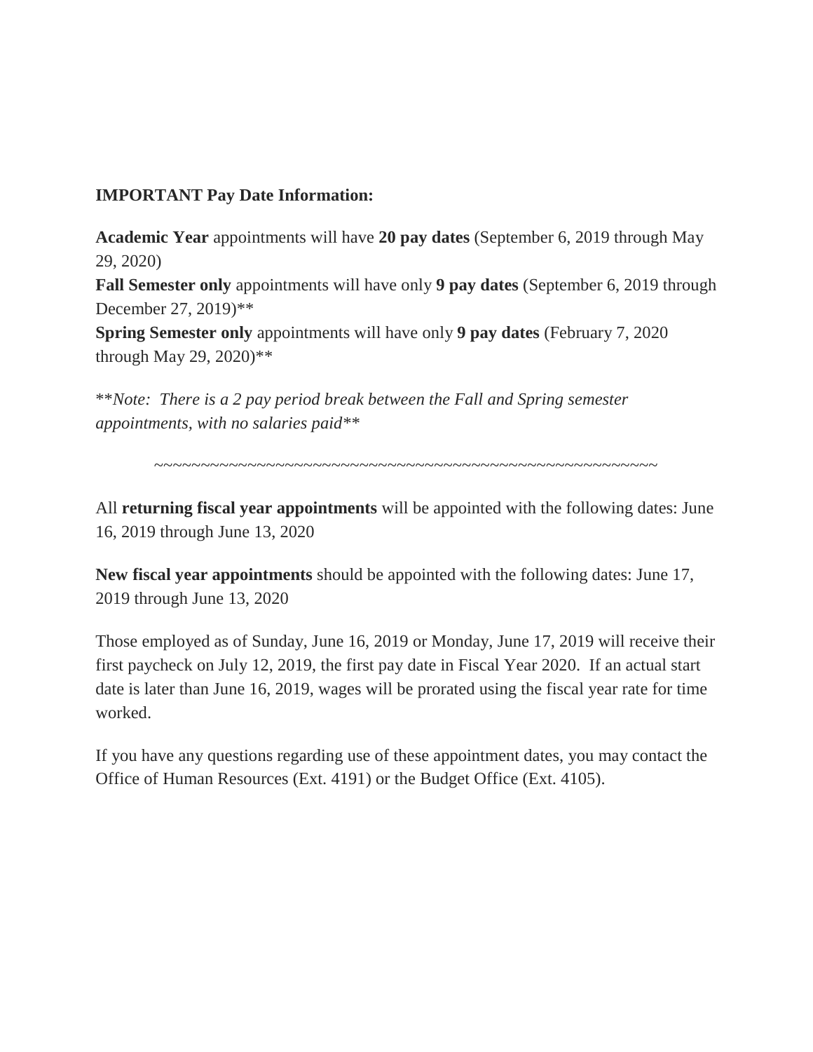**IMPORTANT Pay Date Information:**

**Academic Year** appointments will have **20 pay dates** (September 6, 2019 through May 29, 2020)
**Fall Semester only** appointments will have only **9 pay dates** (September 6, 2019 through December 27, 2019)**
**Spring Semester only** appointments will have only **9 pay dates** (February 7, 2020 through May 29, 2020)**

***Note: There is a 2 pay period break between the Fall and Spring semester appointments, with no salaries paid***

~~~~~~~~~~~~~~~~~~~~~~~~~~~~~~~~~~~~~~~~~~~~~~~~~~~~~~~~~~

All **returning fiscal year appointments** will be appointed with the following dates: June 16, 2019 through June 13, 2020

**New fiscal year appointments** should be appointed with the following dates: June 17, 2019 through June 13, 2020

Those employed as of Sunday, June 16, 2019 or Monday, June 17, 2019 will receive their first paycheck on July 12, 2019, the first pay date in Fiscal Year 2020. If an actual start date is later than June 16, 2019, wages will be prorated using the fiscal year rate for time worked.

If you have any questions regarding use of these appointment dates, you may contact the Office of Human Resources (Ext. 4191) or the Budget Office (Ext. 4105).